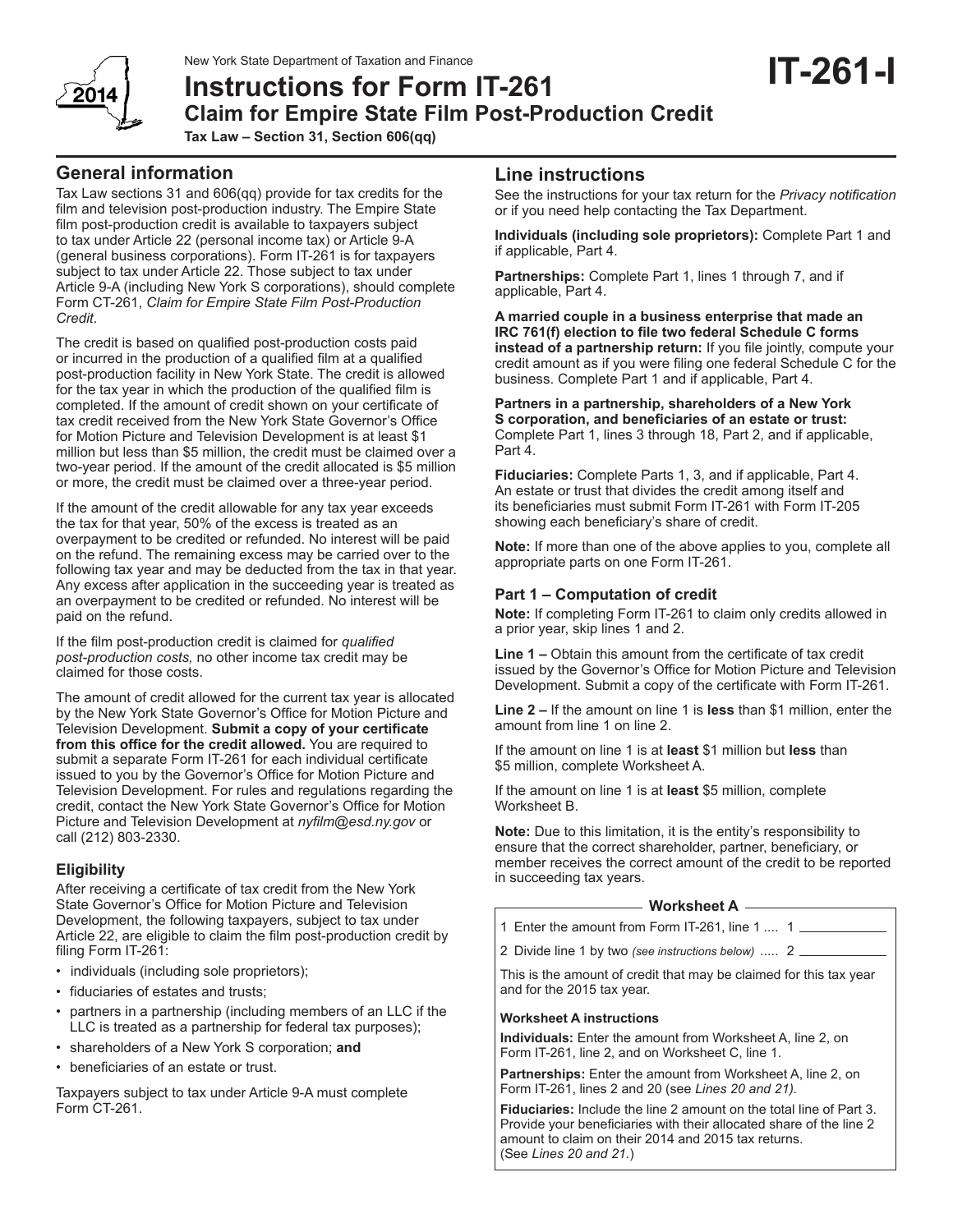New York State Department of Taxation and Finance

# Instructions for Form IT-261

## Claim for Empire State Film Post-Production Credit

**Tax Law – Section 31, Section 606(qq)**

**IT-261-I**

2014

## General information

Tax Law sections 31 and 606(qq) provide for tax credits for the film and television post-production industry. The Empire State film post-production credit is available to taxpayers subject to tax under Article 22 (personal income tax) or Article 9-A (general business corporations). Form IT-261 is for taxpayers subject to tax under Article 22. Those subject to tax under Article 9-A (including New York S corporations), should complete Form CT-261, *Claim for Empire State Film Post-Production Credit*.

The credit is based on qualified post-production costs paid or incurred in the production of a qualified film at a qualified post-production facility in New York State. The credit is allowed for the tax year in which the production of the qualified film is completed. If the amount of credit shown on your certificate of tax credit received from the New York State Governor's Office for Motion Picture and Television Development is at least $1 million but less than $5 million, the credit must be claimed over a two-year period. If the amount of the credit allocated is $5 million or more, the credit must be claimed over a three-year period.

If the amount of the credit allowable for any tax year exceeds the tax for that year, 50% of the excess is treated as an overpayment to be credited or refunded. No interest will be paid on the refund. The remaining excess may be carried over to the following tax year and may be deducted from the tax in that year. Any excess after application in the succeeding year is treated as an overpayment to be credited or refunded. No interest will be paid on the refund.

If the film post-production credit is claimed for *qualified post-production costs,* no other income tax credit may be claimed for those costs.

The amount of credit allowed for the current tax year is allocated by the New York State Governor's Office for Motion Picture and Television Development. **Submit a copy of your certificate from this office for the credit allowed.** You are required to submit a separate Form IT-261 for each individual certificate issued to you by the Governor's Office for Motion Picture and Television Development. For rules and regulations regarding the credit, contact the New York State Governor's Office for Motion Picture and Television Development at *nyfilm@esd.ny.gov* or call (212) 803-2330.

### Eligibility

After receiving a certificate of tax credit from the New York State Governor's Office for Motion Picture and Television Development, the following taxpayers, subject to tax under Article 22, are eligible to claim the film post-production credit by filing Form IT-261:

- individuals (including sole proprietors);
- fiduciaries of estates and trusts;
- partners in a partnership (including members of an LLC if the LLC is treated as a partnership for federal tax purposes);
- shareholders of a New York S corporation; **and**
- beneficiaries of an estate or trust.

Taxpayers subject to tax under Article 9-A must complete Form CT-261.

## Line instructions

See the instructions for your tax return for the *Privacy notification* or if you need help contacting the Tax Department.

**Individuals (including sole proprietors):** Complete Part 1 and if applicable, Part 4.

**Partnerships:** Complete Part 1, lines 1 through 7, and if applicable, Part 4.

**A married couple in a business enterprise that made an IRC 761(f) election to file two federal Schedule C forms instead of a partnership return:** If you file jointly, compute your credit amount as if you were filing one federal Schedule C for the business. Complete Part 1 and if applicable, Part 4.

**Partners in a partnership, shareholders of a New York S corporation, and beneficiaries of an estate or trust:** Complete Part 1, lines 3 through 18, Part 2, and if applicable, Part 4.

**Fiduciaries:** Complete Parts 1, 3, and if applicable, Part 4. An estate or trust that divides the credit among itself and its beneficiaries must submit Form IT-261 with Form IT-205 showing each beneficiary's share of credit.

**Note:** If more than one of the above applies to you, complete all appropriate parts on one Form IT-261.

### Part 1 – Computation of credit

**Note:** If completing Form IT-261 to claim only credits allowed in a prior year, skip lines 1 and 2.

**Line 1 –** Obtain this amount from the certificate of tax credit issued by the Governor's Office for Motion Picture and Television Development. Submit a copy of the certificate with Form IT-261.

**Line 2 –** If the amount on line 1 is **less** than $1 million, enter the amount from line 1 on line 2.

If the amount on line 1 is at **least** $1 million but **less** than $5 million, complete Worksheet A.

If the amount on line 1 is at **least** $5 million, complete Worksheet B.

**Note:** Due to this limitation, it is the entity's responsibility to ensure that the correct shareholder, partner, beneficiary, or member receives the correct amount of the credit to be reported in succeeding tax years.

#### Worksheet A

1 Enter the amount from Form IT-261, line 1 .... 1 ____________

2 Divide line 1 by two *(see instructions below)* ..... 2 ____________

This is the amount of credit that may be claimed for this tax year and for the 2015 tax year.

**Worksheet A instructions**

**Individuals:** Enter the amount from Worksheet A, line 2, on Form IT-261, line 2, and on Worksheet C, line 1.

**Partnerships:** Enter the amount from Worksheet A, line 2, on Form IT-261, lines 2 and 20 (see *Lines 20 and 21).*

**Fiduciaries:** Include the line 2 amount on the total line of Part 3. Provide your beneficiaries with their allocated share of the line 2 amount to claim on their 2014 and 2015 tax returns. (See *Lines 20 and 21.*)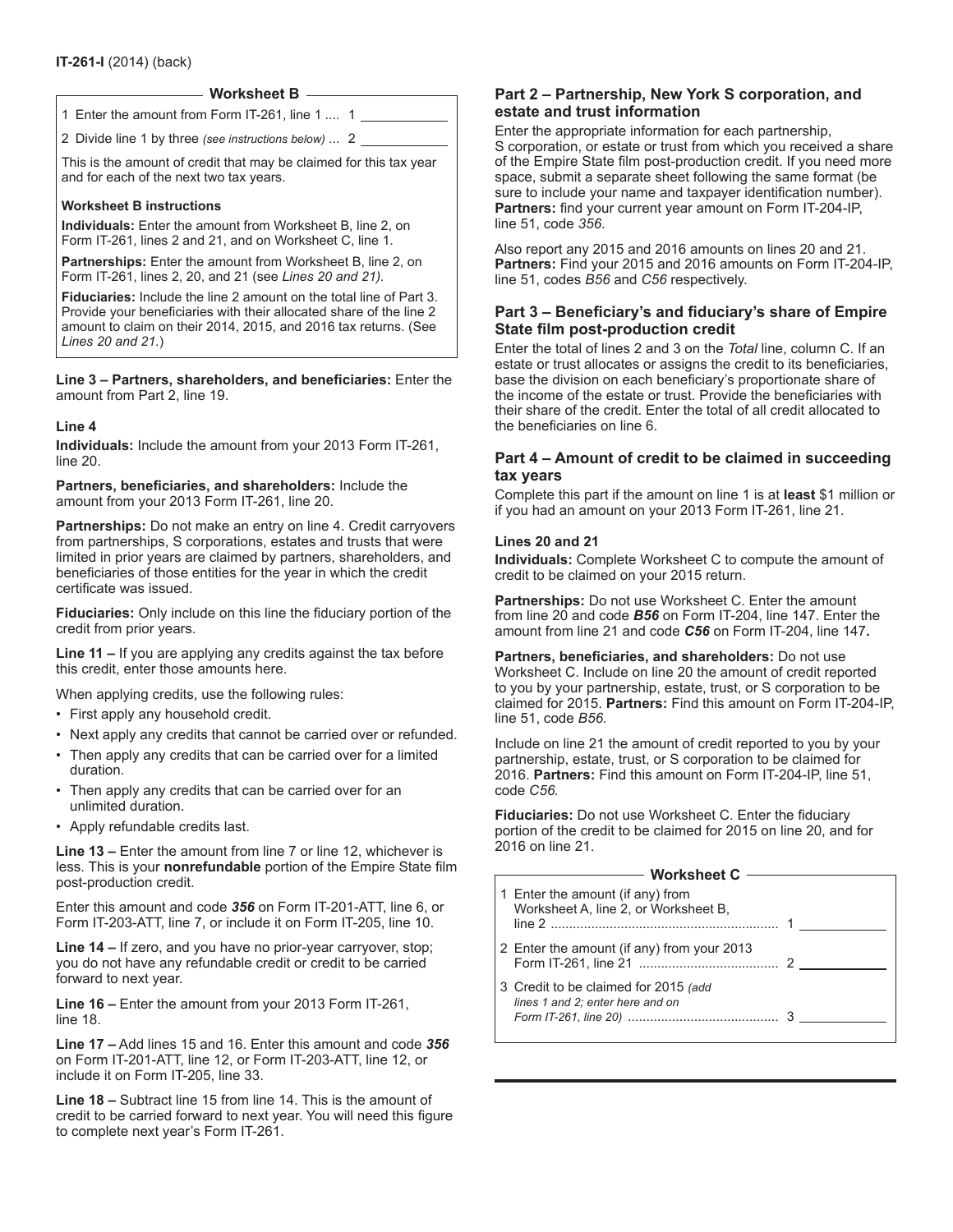## Worksheet B

1 Enter the amount from Form IT-261, line 1 .... 1 ____________

2 Divide line 1 by three *(see instructions below)* ... 2 ____________

This is the amount of credit that may be claimed for this tax year and for each of the next two tax years.

**Worksheet B instructions**

**Individuals:** Enter the amount from Worksheet B, line 2, on Form IT-261, lines 2 and 21, and on Worksheet C, line 1.

**Partnerships:** Enter the amount from Worksheet B, line 2, on Form IT-261, lines 2, 20, and 21 (see *Lines 20 and 21).*

**Fiduciaries:** Include the line 2 amount on the total line of Part 3. Provide your beneficiaries with their allocated share of the line 2 amount to claim on their 2014, 2015, and 2016 tax returns. (See *Lines 20 and 21.*)

**Line 3 – Partners, shareholders, and beneficiaries:** Enter the amount from Part 2, line 19.

**Line 4**

**Individuals:** Include the amount from your 2013 Form IT-261, line 20.

**Partners, beneficiaries, and shareholders:** Include the amount from your 2013 Form IT-261, line 20.

**Partnerships:** Do not make an entry on line 4. Credit carryovers from partnerships, S corporations, estates and trusts that were limited in prior years are claimed by partners, shareholders, and beneficiaries of those entities for the year in which the credit certificate was issued.

**Fiduciaries:** Only include on this line the fiduciary portion of the credit from prior years.

**Line 11 –** If you are applying any credits against the tax before this credit, enter those amounts here.

When applying credits, use the following rules:

- First apply any household credit.
- Next apply any credits that cannot be carried over or refunded.
- Then apply any credits that can be carried over for a limited duration.
- Then apply any credits that can be carried over for an unlimited duration.
- Apply refundable credits last.

**Line 13 –** Enter the amount from line 7 or line 12, whichever is less. This is your **nonrefundable** portion of the Empire State film post-production credit.

Enter this amount and code ***356*** on Form IT-201-ATT, line 6, or Form IT-203-ATT, line 7, or include it on Form IT-205, line 10.

**Line 14 –** If zero, and you have no prior-year carryover, stop; you do not have any refundable credit or credit to be carried forward to next year.

**Line 16 –** Enter the amount from your 2013 Form IT-261, line 18.

**Line 17 –** Add lines 15 and 16. Enter this amount and code ***356*** on Form IT-201-ATT, line 12, or Form IT-203-ATT, line 12, or include it on Form IT-205, line 33.

**Line 18 –** Subtract line 15 from line 14. This is the amount of credit to be carried forward to next year. You will need this figure to complete next year's Form IT-261.

### Part 2 – Partnership, New York S corporation, and estate and trust information

Enter the appropriate information for each partnership, S corporation, or estate or trust from which you received a share of the Empire State film post-production credit. If you need more space, submit a separate sheet following the same format (be sure to include your name and taxpayer identification number). **Partners:** find your current year amount on Form IT-204-IP, line 51, code *356*.

Also report any 2015 and 2016 amounts on lines 20 and 21. **Partners:** Find your 2015 and 2016 amounts on Form IT-204-IP, line 51, codes *B56* and *C56* respectively.

### Part 3 – Beneficiary's and fiduciary's share of Empire State film post-production credit

Enter the total of lines 2 and 3 on the *Total* line, column C. If an estate or trust allocates or assigns the credit to its beneficiaries, base the division on each beneficiary's proportionate share of the income of the estate or trust. Provide the beneficiaries with their share of the credit. Enter the total of all credit allocated to the beneficiaries on line 6.

### Part 4 – Amount of credit to be claimed in succeeding tax years

Complete this part if the amount on line 1 is at **least** $1 million or if you had an amount on your 2013 Form IT-261, line 21.

**Lines 20 and 21**

**Individuals:** Complete Worksheet C to compute the amount of credit to be claimed on your 2015 return.

**Partnerships:** Do not use Worksheet C. Enter the amount from line 20 and code ***B56*** on Form IT-204, line 147. Enter the amount from line 21 and code ***C56*** on Form IT-204, line 147**.**

**Partners, beneficiaries, and shareholders:** Do not use Worksheet C. Include on line 20 the amount of credit reported to you by your partnership, estate, trust, or S corporation to be claimed for 2015. **Partners:** Find this amount on Form IT-204-IP, line 51, code *B56.*

Include on line 21 the amount of credit reported to you by your partnership, estate, trust, or S corporation to be claimed for 2016. **Partners:** Find this amount on Form IT-204-IP, line 51, code *C56.*

**Fiduciaries:** Do not use Worksheet C. Enter the fiduciary portion of the credit to be claimed for 2015 on line 20, and for 2016 on line 21.

## Worksheet C

1 Enter the amount (if any) from Worksheet A, line 2, or Worksheet B, line 2 .............................................................. 1 ____________

2 Enter the amount (if any) from your 2013 Form IT-261, line 21 ...................................... 2 ____________

3 Credit to be claimed for 2015 *(add lines 1 and 2; enter here and on Form IT-261, line 20)* ........................................ 3 ____________